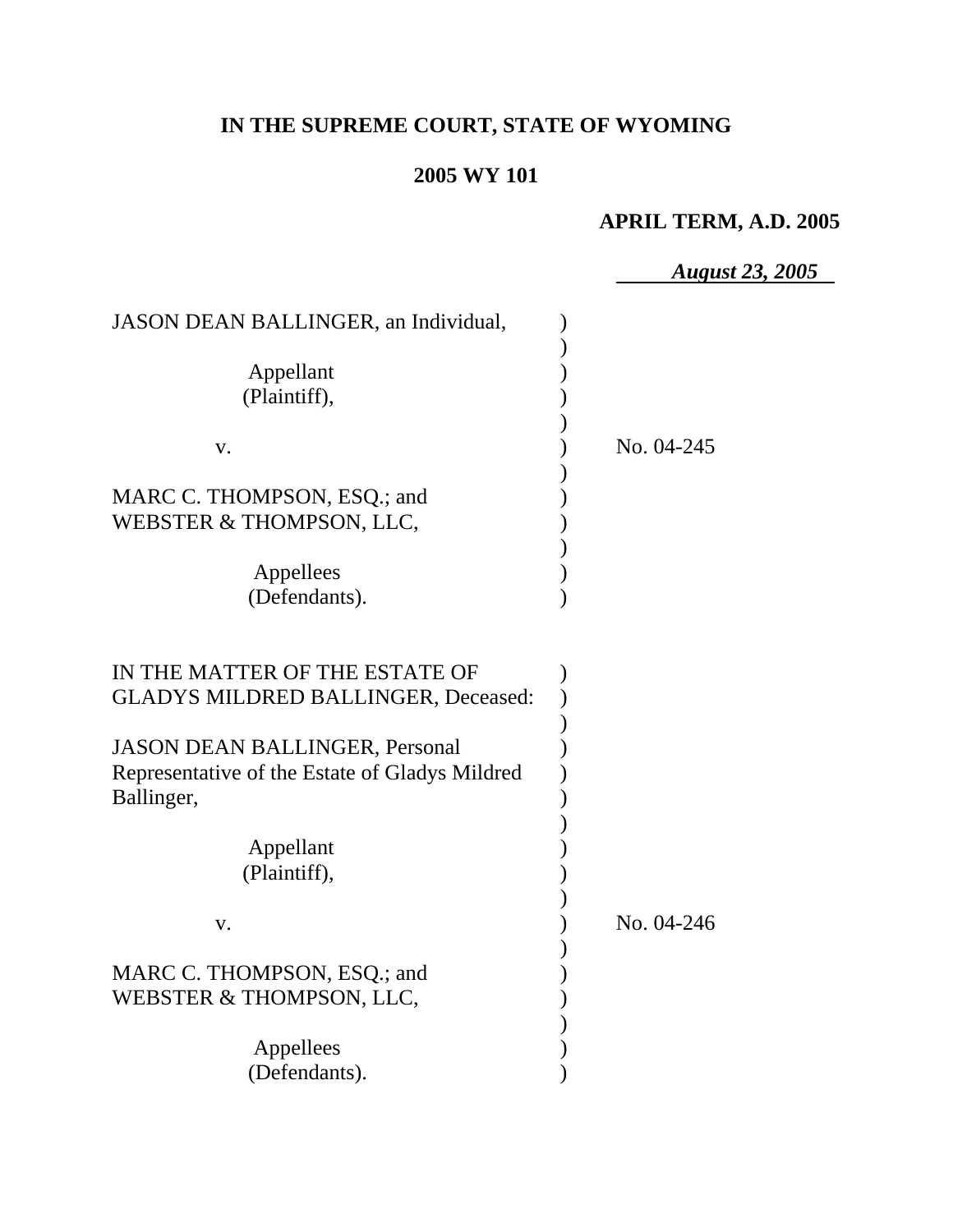**IN THE SUPREME COURT, STATE OF WYOMING**

**2005 WY 101**

**APRIL TERM, A.D. 2005**

***August 23, 2005***

JASON DEAN BALLINGER, an Individual,

Appellant
(Plaintiff),

v.

MARC C. THOMPSON, ESQ.; and
WEBSTER & THOMPSON, LLC,

Appellees
(Defendants).

No. 04-245

IN THE MATTER OF THE ESTATE OF
GLADYS MILDRED BALLINGER, Deceased:

JASON DEAN BALLINGER, Personal
Representative of the Estate of Gladys Mildred
Ballinger,

Appellant
(Plaintiff),

v.

MARC C. THOMPSON, ESQ.; and
WEBSTER & THOMPSON, LLC,

Appellees
(Defendants).

No. 04-246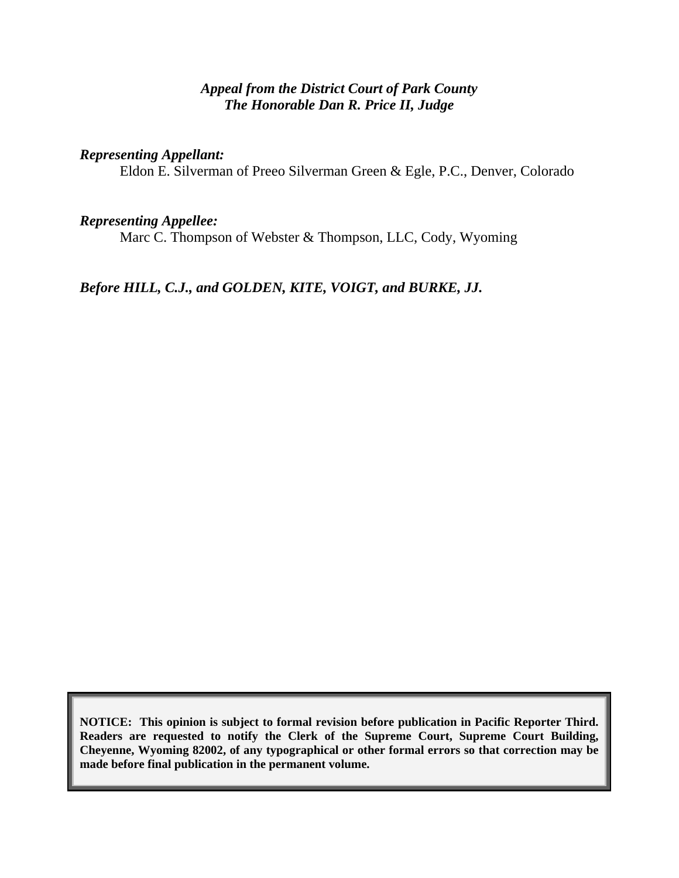***Appeal from the District Court of Park County***
***The Honorable Dan R. Price II, Judge***

***Representing Appellant:***

Eldon E. Silverman of Preeo Silverman Green & Egle, P.C., Denver, Colorado

***Representing Appellee:***

Marc C. Thompson of Webster & Thompson, LLC, Cody, Wyoming

***Before HILL, C.J., and GOLDEN, KITE, VOIGT, and BURKE, JJ.***

**NOTICE: This opinion is subject to formal revision before publication in Pacific Reporter Third. Readers are requested to notify the Clerk of the Supreme Court, Supreme Court Building, Cheyenne, Wyoming 82002, of any typographical or other formal errors so that correction may be made before final publication in the permanent volume.**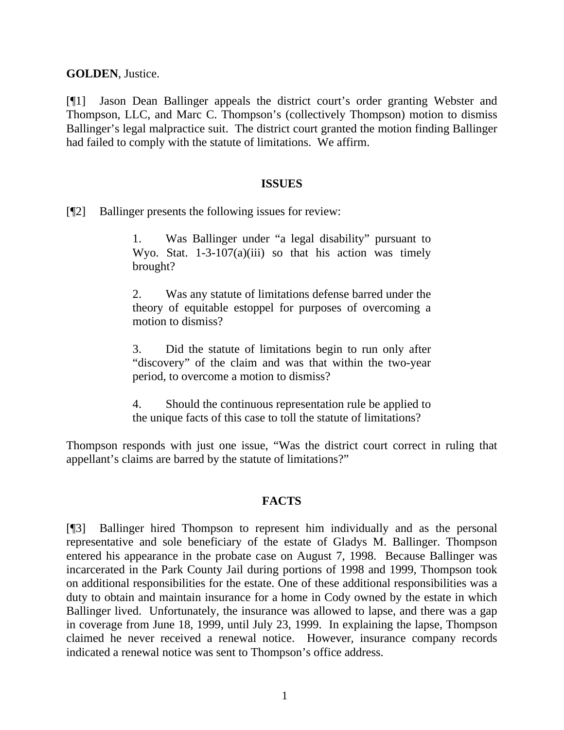**GOLDEN**, Justice.

[¶1] Jason Dean Ballinger appeals the district court's order granting Webster and Thompson, LLC, and Marc C. Thompson's (collectively Thompson) motion to dismiss Ballinger's legal malpractice suit. The district court granted the motion finding Ballinger had failed to comply with the statute of limitations. We affirm.

## ISSUES

[¶2] Ballinger presents the following issues for review:

> 1. Was Ballinger under "a legal disability" pursuant to Wyo. Stat. 1-3-107(a)(iii) so that his action was timely brought?
>
> 2. Was any statute of limitations defense barred under the theory of equitable estoppel for purposes of overcoming a motion to dismiss?
>
> 3. Did the statute of limitations begin to run only after "discovery" of the claim and was that within the two-year period, to overcome a motion to dismiss?
>
> 4. Should the continuous representation rule be applied to the unique facts of this case to toll the statute of limitations?

Thompson responds with just one issue, "Was the district court correct in ruling that appellant's claims are barred by the statute of limitations?"

## FACTS

[¶3] Ballinger hired Thompson to represent him individually and as the personal representative and sole beneficiary of the estate of Gladys M. Ballinger. Thompson entered his appearance in the probate case on August 7, 1998. Because Ballinger was incarcerated in the Park County Jail during portions of 1998 and 1999, Thompson took on additional responsibilities for the estate. One of these additional responsibilities was a duty to obtain and maintain insurance for a home in Cody owned by the estate in which Ballinger lived. Unfortunately, the insurance was allowed to lapse, and there was a gap in coverage from June 18, 1999, until July 23, 1999. In explaining the lapse, Thompson claimed he never received a renewal notice. However, insurance company records indicated a renewal notice was sent to Thompson's office address.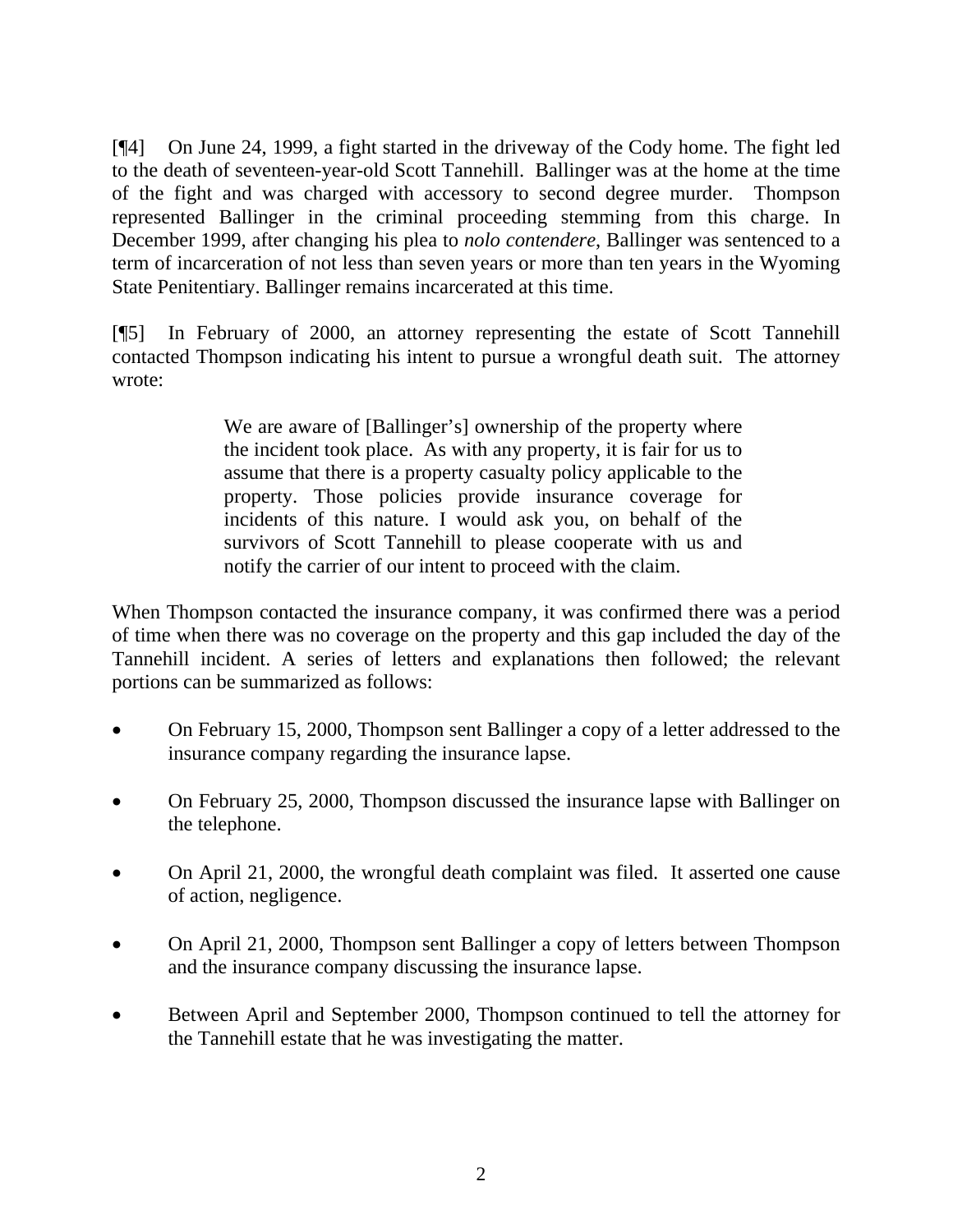[¶4] On June 24, 1999, a fight started in the driveway of the Cody home. The fight led to the death of seventeen-year-old Scott Tannehill. Ballinger was at the home at the time of the fight and was charged with accessory to second degree murder. Thompson represented Ballinger in the criminal proceeding stemming from this charge. In December 1999, after changing his plea to *nolo contendere*, Ballinger was sentenced to a term of incarceration of not less than seven years or more than ten years in the Wyoming State Penitentiary. Ballinger remains incarcerated at this time.

[¶5] In February of 2000, an attorney representing the estate of Scott Tannehill contacted Thompson indicating his intent to pursue a wrongful death suit. The attorney wrote:

> We are aware of [Ballinger's] ownership of the property where the incident took place. As with any property, it is fair for us to assume that there is a property casualty policy applicable to the property. Those policies provide insurance coverage for incidents of this nature. I would ask you, on behalf of the survivors of Scott Tannehill to please cooperate with us and notify the carrier of our intent to proceed with the claim.

When Thompson contacted the insurance company, it was confirmed there was a period of time when there was no coverage on the property and this gap included the day of the Tannehill incident. A series of letters and explanations then followed; the relevant portions can be summarized as follows:

- On February 15, 2000, Thompson sent Ballinger a copy of a letter addressed to the insurance company regarding the insurance lapse.
- On February 25, 2000, Thompson discussed the insurance lapse with Ballinger on the telephone.
- On April 21, 2000, the wrongful death complaint was filed. It asserted one cause of action, negligence.
- On April 21, 2000, Thompson sent Ballinger a copy of letters between Thompson and the insurance company discussing the insurance lapse.
- Between April and September 2000, Thompson continued to tell the attorney for the Tannehill estate that he was investigating the matter.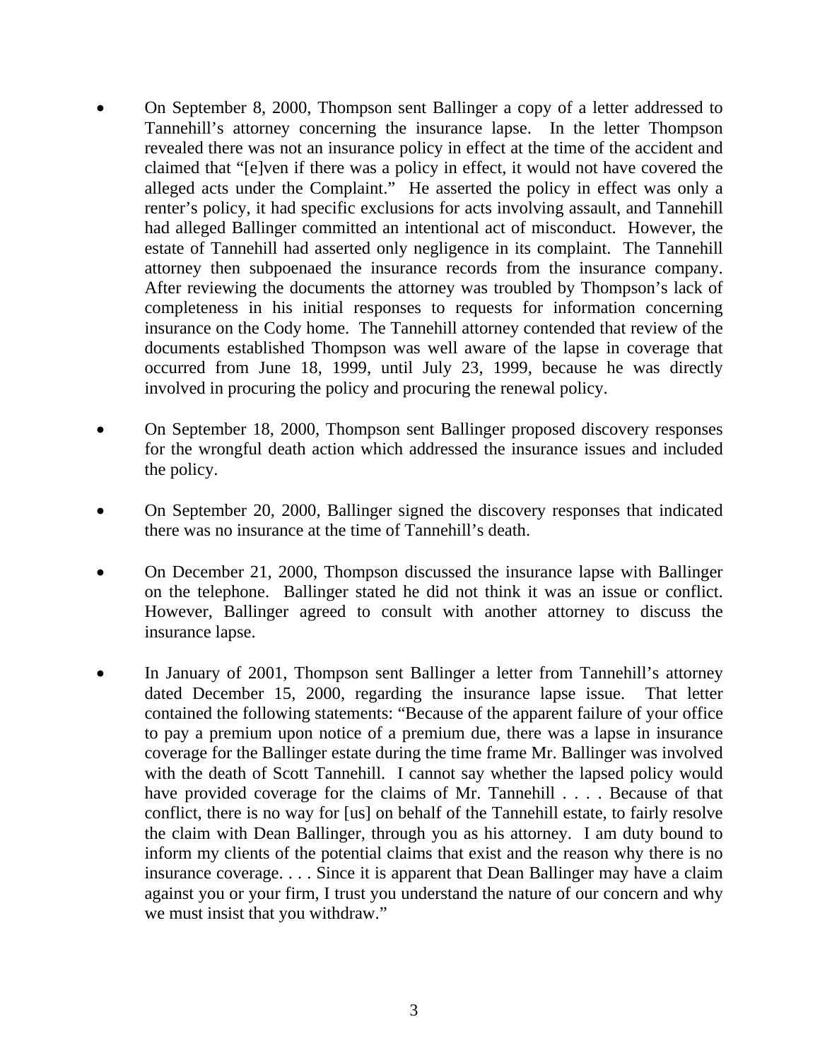- On September 8, 2000, Thompson sent Ballinger a copy of a letter addressed to Tannehill's attorney concerning the insurance lapse. In the letter Thompson revealed there was not an insurance policy in effect at the time of the accident and claimed that "[e]ven if there was a policy in effect, it would not have covered the alleged acts under the Complaint." He asserted the policy in effect was only a renter's policy, it had specific exclusions for acts involving assault, and Tannehill had alleged Ballinger committed an intentional act of misconduct. However, the estate of Tannehill had asserted only negligence in its complaint. The Tannehill attorney then subpoenaed the insurance records from the insurance company. After reviewing the documents the attorney was troubled by Thompson's lack of completeness in his initial responses to requests for information concerning insurance on the Cody home. The Tannehill attorney contended that review of the documents established Thompson was well aware of the lapse in coverage that occurred from June 18, 1999, until July 23, 1999, because he was directly involved in procuring the policy and procuring the renewal policy.

- On September 18, 2000, Thompson sent Ballinger proposed discovery responses for the wrongful death action which addressed the insurance issues and included the policy.

- On September 20, 2000, Ballinger signed the discovery responses that indicated there was no insurance at the time of Tannehill's death.

- On December 21, 2000, Thompson discussed the insurance lapse with Ballinger on the telephone. Ballinger stated he did not think it was an issue or conflict. However, Ballinger agreed to consult with another attorney to discuss the insurance lapse.

- In January of 2001, Thompson sent Ballinger a letter from Tannehill's attorney dated December 15, 2000, regarding the insurance lapse issue. That letter contained the following statements: "Because of the apparent failure of your office to pay a premium upon notice of a premium due, there was a lapse in insurance coverage for the Ballinger estate during the time frame Mr. Ballinger was involved with the death of Scott Tannehill. I cannot say whether the lapsed policy would have provided coverage for the claims of Mr. Tannehill . . . . Because of that conflict, there is no way for [us] on behalf of the Tannehill estate, to fairly resolve the claim with Dean Ballinger, through you as his attorney. I am duty bound to inform my clients of the potential claims that exist and the reason why there is no insurance coverage. . . . Since it is apparent that Dean Ballinger may have a claim against you or your firm, I trust you understand the nature of our concern and why we must insist that you withdraw."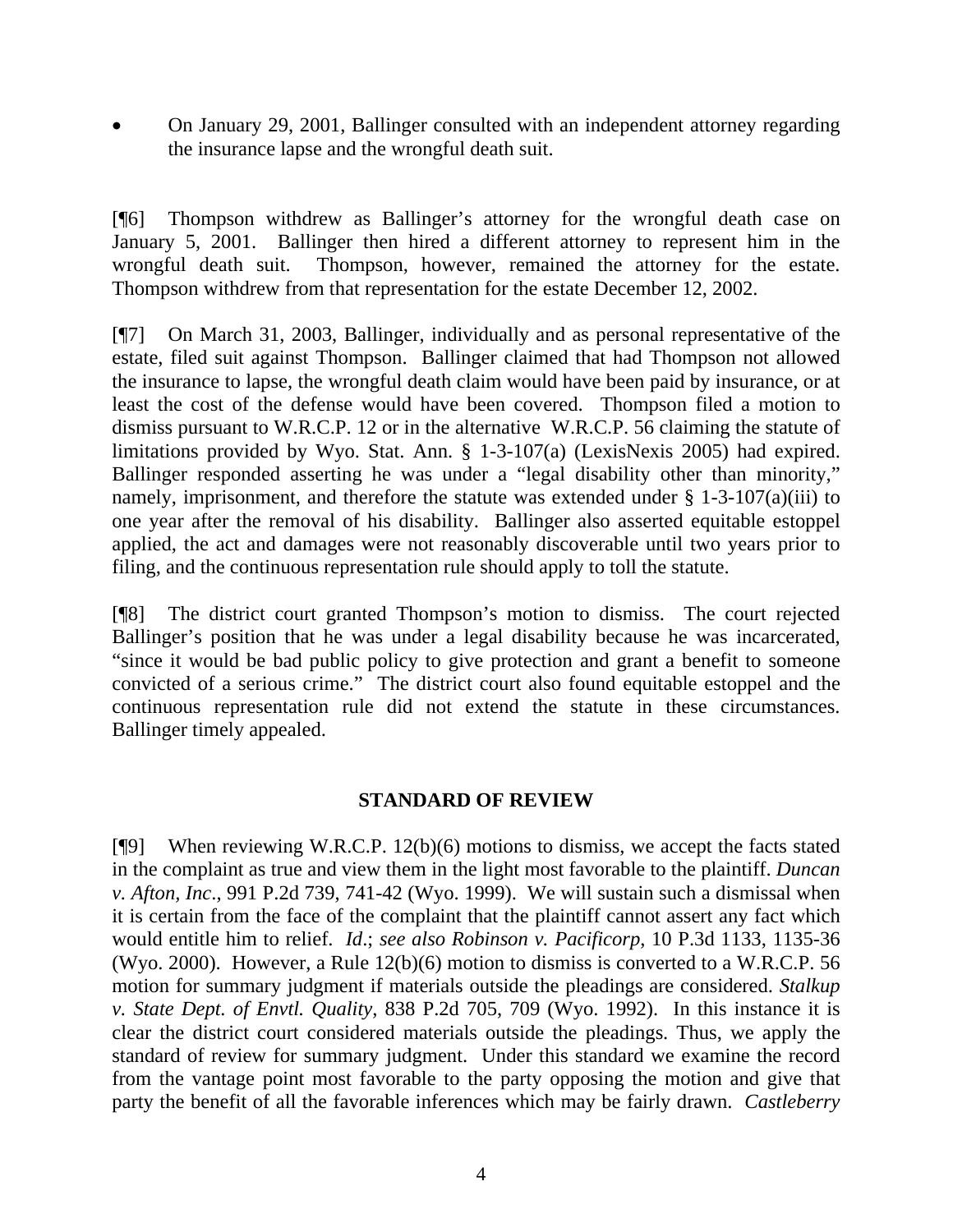- On January 29, 2001, Ballinger consulted with an independent attorney regarding the insurance lapse and the wrongful death suit.

[¶6] Thompson withdrew as Ballinger's attorney for the wrongful death case on January 5, 2001. Ballinger then hired a different attorney to represent him in the wrongful death suit. Thompson, however, remained the attorney for the estate. Thompson withdrew from that representation for the estate December 12, 2002.

[¶7] On March 31, 2003, Ballinger, individually and as personal representative of the estate, filed suit against Thompson. Ballinger claimed that had Thompson not allowed the insurance to lapse, the wrongful death claim would have been paid by insurance, or at least the cost of the defense would have been covered. Thompson filed a motion to dismiss pursuant to W.R.C.P. 12 or in the alternative W.R.C.P. 56 claiming the statute of limitations provided by Wyo. Stat. Ann. § 1-3-107(a) (LexisNexis 2005) had expired. Ballinger responded asserting he was under a "legal disability other than minority," namely, imprisonment, and therefore the statute was extended under § 1-3-107(a)(iii) to one year after the removal of his disability. Ballinger also asserted equitable estoppel applied, the act and damages were not reasonably discoverable until two years prior to filing, and the continuous representation rule should apply to toll the statute.

[¶8] The district court granted Thompson's motion to dismiss. The court rejected Ballinger's position that he was under a legal disability because he was incarcerated, "since it would be bad public policy to give protection and grant a benefit to someone convicted of a serious crime." The district court also found equitable estoppel and the continuous representation rule did not extend the statute in these circumstances. Ballinger timely appealed.

## STANDARD OF REVIEW

[¶9] When reviewing W.R.C.P. 12(b)(6) motions to dismiss, we accept the facts stated in the complaint as true and view them in the light most favorable to the plaintiff. *Duncan v. Afton, Inc*., 991 P.2d 739, 741-42 (Wyo. 1999). We will sustain such a dismissal when it is certain from the face of the complaint that the plaintiff cannot assert any fact which would entitle him to relief. *Id*.; *see also Robinson v. Pacificorp*, 10 P.3d 1133, 1135-36 (Wyo. 2000). However, a Rule 12(b)(6) motion to dismiss is converted to a W.R.C.P. 56 motion for summary judgment if materials outside the pleadings are considered. *Stalkup v. State Dept. of Envtl. Quality*, 838 P.2d 705, 709 (Wyo. 1992). In this instance it is clear the district court considered materials outside the pleadings. Thus, we apply the standard of review for summary judgment. Under this standard we examine the record from the vantage point most favorable to the party opposing the motion and give that party the benefit of all the favorable inferences which may be fairly drawn. *Castleberry*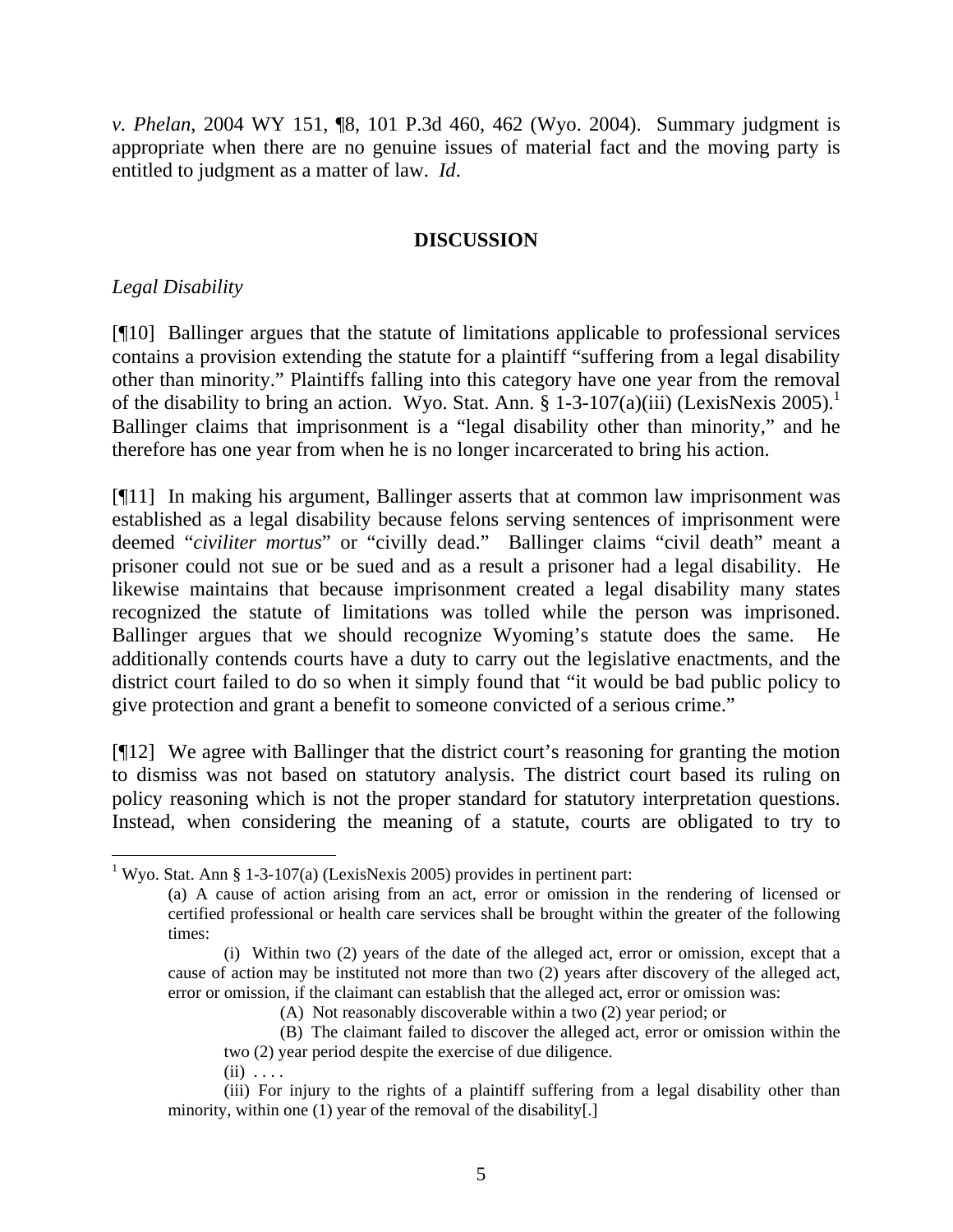*v. Phelan*, 2004 WY 151, ¶8, 101 P.3d 460, 462 (Wyo. 2004). Summary judgment is appropriate when there are no genuine issues of material fact and the moving party is entitled to judgment as a matter of law. *Id*.

## DISCUSSION

*Legal Disability*

[¶10] Ballinger argues that the statute of limitations applicable to professional services contains a provision extending the statute for a plaintiff "suffering from a legal disability other than minority." Plaintiffs falling into this category have one year from the removal of the disability to bring an action. Wyo. Stat. Ann. § 1-3-107(a)(iii) (LexisNexis 2005).[1] Ballinger claims that imprisonment is a "legal disability other than minority," and he therefore has one year from when he is no longer incarcerated to bring his action.

[¶11] In making his argument, Ballinger asserts that at common law imprisonment was established as a legal disability because felons serving sentences of imprisonment were deemed "*civiliter mortus*" or "civilly dead." Ballinger claims "civil death" meant a prisoner could not sue or be sued and as a result a prisoner had a legal disability. He likewise maintains that because imprisonment created a legal disability many states recognized the statute of limitations was tolled while the person was imprisoned. Ballinger argues that we should recognize Wyoming's statute does the same. He additionally contends courts have a duty to carry out the legislative enactments, and the district court failed to do so when it simply found that "it would be bad public policy to give protection and grant a benefit to someone convicted of a serious crime."

[¶12] We agree with Ballinger that the district court's reasoning for granting the motion to dismiss was not based on statutory analysis. The district court based its ruling on policy reasoning which is not the proper standard for statutory interpretation questions. Instead, when considering the meaning of a statute, courts are obligated to try to

---

[1] Wyo. Stat. Ann § 1-3-107(a) (LexisNexis 2005) provides in pertinent part:

> (a) A cause of action arising from an act, error or omission in the rendering of licensed or certified professional or health care services shall be brought within the greater of the following times:
>
> (i) Within two (2) years of the date of the alleged act, error or omission, except that a cause of action may be instituted not more than two (2) years after discovery of the alleged act, error or omission, if the claimant can establish that the alleged act, error or omission was:
>
> (A) Not reasonably discoverable within a two (2) year period; or
>
> (B) The claimant failed to discover the alleged act, error or omission within the two (2) year period despite the exercise of due diligence.
>
> (ii) . . . .
>
> (iii) For injury to the rights of a plaintiff suffering from a legal disability other than minority, within one (1) year of the removal of the disability[.]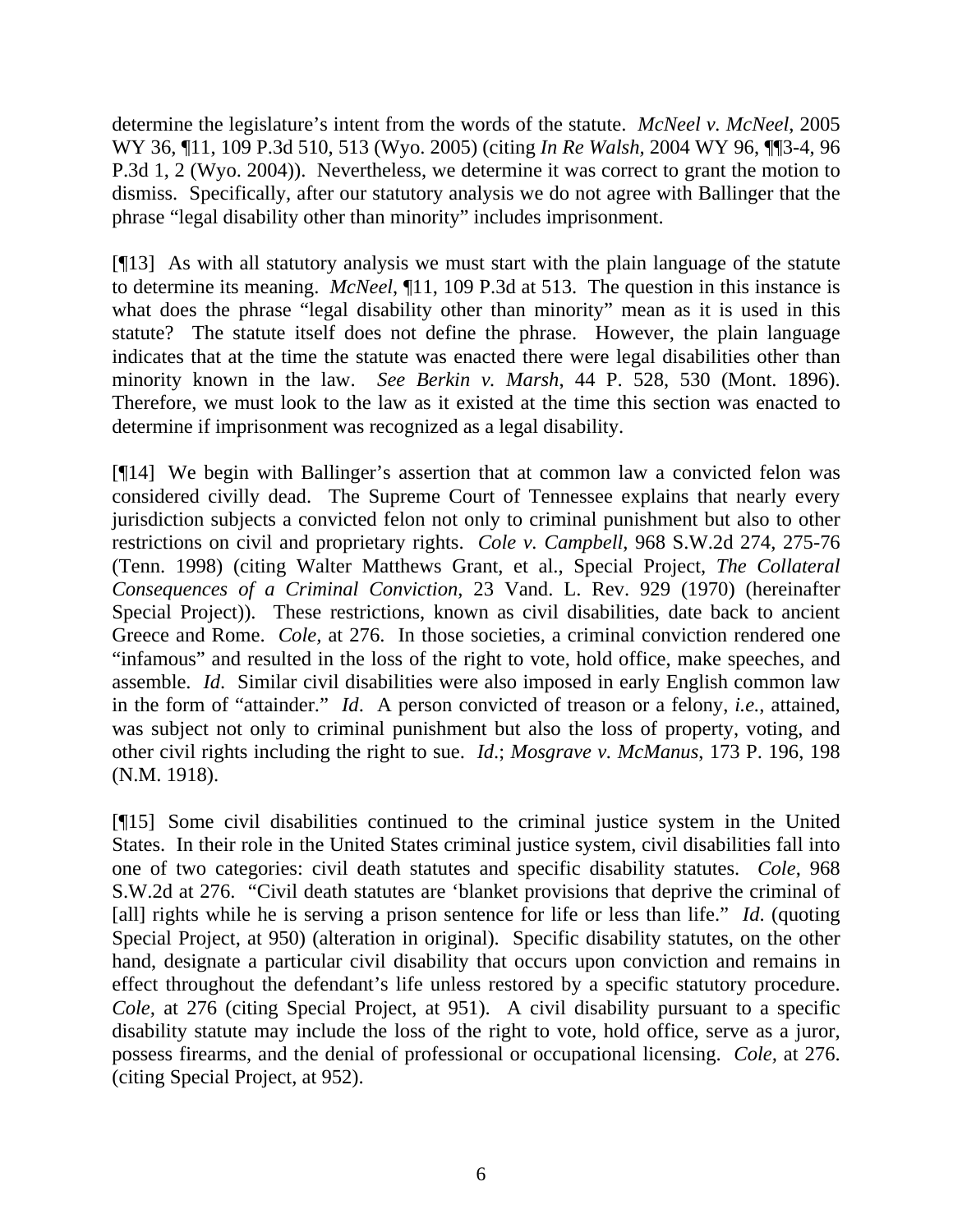determine the legislature's intent from the words of the statute. *McNeel v. McNeel*, 2005 WY 36, ¶11, 109 P.3d 510, 513 (Wyo. 2005) (citing *In Re Walsh*, 2004 WY 96, ¶¶3-4, 96 P.3d 1, 2 (Wyo. 2004)). Nevertheless, we determine it was correct to grant the motion to dismiss. Specifically, after our statutory analysis we do not agree with Ballinger that the phrase "legal disability other than minority" includes imprisonment.

[¶13] As with all statutory analysis we must start with the plain language of the statute to determine its meaning. *McNeel*, ¶11, 109 P.3d at 513. The question in this instance is what does the phrase "legal disability other than minority" mean as it is used in this statute? The statute itself does not define the phrase. However, the plain language indicates that at the time the statute was enacted there were legal disabilities other than minority known in the law. *See Berkin v. Marsh*, 44 P. 528, 530 (Mont. 1896). Therefore, we must look to the law as it existed at the time this section was enacted to determine if imprisonment was recognized as a legal disability.

[¶14] We begin with Ballinger's assertion that at common law a convicted felon was considered civilly dead. The Supreme Court of Tennessee explains that nearly every jurisdiction subjects a convicted felon not only to criminal punishment but also to other restrictions on civil and proprietary rights. *Cole v. Campbell*, 968 S.W.2d 274, 275-76 (Tenn. 1998) (citing Walter Matthews Grant, et al., Special Project, *The Collateral Consequences of a Criminal Conviction,* 23 Vand. L. Rev. 929 (1970) (hereinafter Special Project)). These restrictions, known as civil disabilities, date back to ancient Greece and Rome. *Cole,* at 276. In those societies, a criminal conviction rendered one "infamous" and resulted in the loss of the right to vote, hold office, make speeches, and assemble. *Id*. Similar civil disabilities were also imposed in early English common law in the form of "attainder." *Id*. A person convicted of treason or a felony, *i.e.*, attained, was subject not only to criminal punishment but also the loss of property, voting, and other civil rights including the right to sue. *Id*.; *Mosgrave v. McManus*, 173 P. 196, 198 (N.M. 1918).

[¶15] Some civil disabilities continued to the criminal justice system in the United States. In their role in the United States criminal justice system, civil disabilities fall into one of two categories: civil death statutes and specific disability statutes. *Cole*, 968 S.W.2d at 276. "Civil death statutes are 'blanket provisions that deprive the criminal of [all] rights while he is serving a prison sentence for life or less than life." *Id.* (quoting Special Project, at 950) (alteration in original). Specific disability statutes, on the other hand, designate a particular civil disability that occurs upon conviction and remains in effect throughout the defendant's life unless restored by a specific statutory procedure. *Cole*, at 276 (citing Special Project, at 951). A civil disability pursuant to a specific disability statute may include the loss of the right to vote, hold office, serve as a juror, possess firearms, and the denial of professional or occupational licensing. *Cole,* at 276. (citing Special Project, at 952).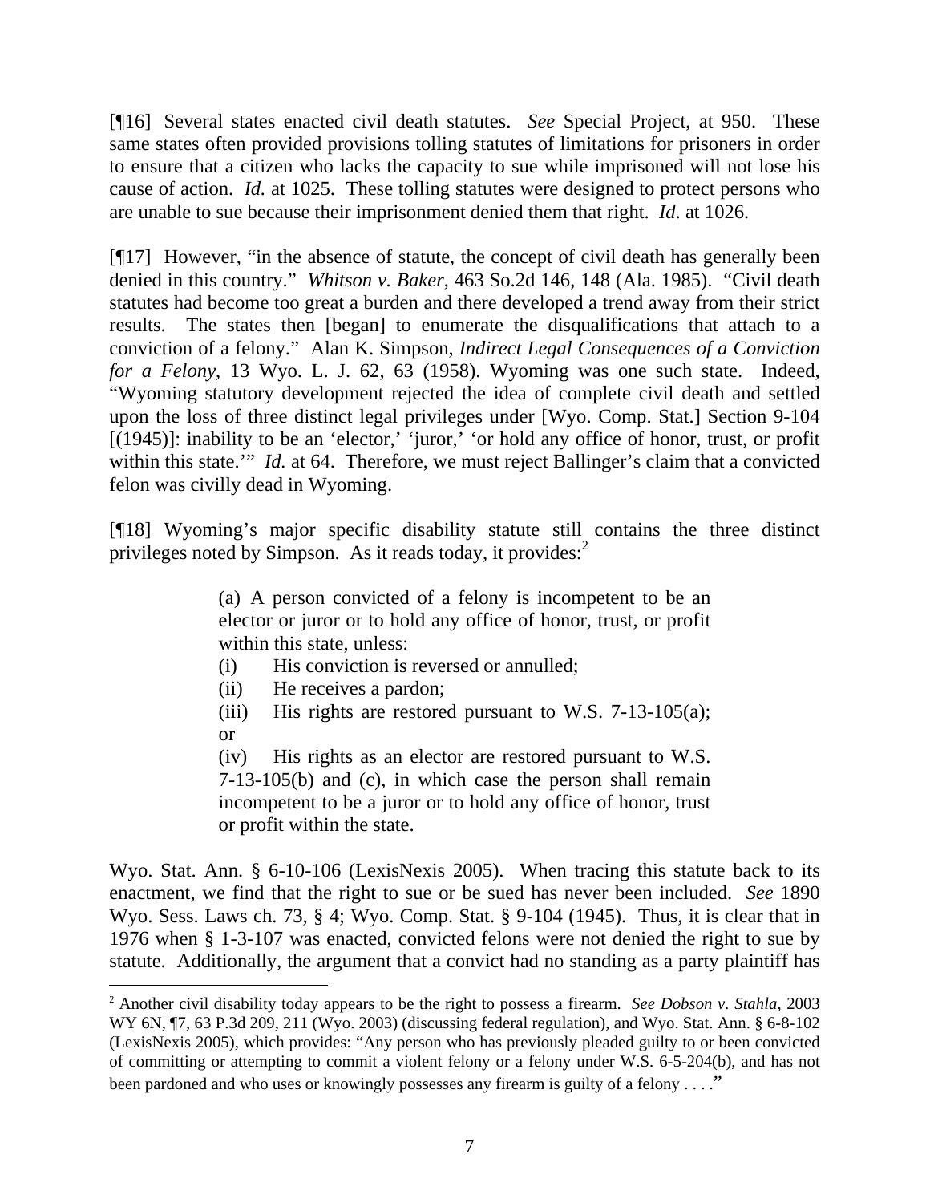[¶16] Several states enacted civil death statutes. *See* Special Project, at 950. These same states often provided provisions tolling statutes of limitations for prisoners in order to ensure that a citizen who lacks the capacity to sue while imprisoned will not lose his cause of action. *Id.* at 1025. These tolling statutes were designed to protect persons who are unable to sue because their imprisonment denied them that right. *Id*. at 1026.

[¶17] However, "in the absence of statute, the concept of civil death has generally been denied in this country." *Whitson v. Baker*, 463 So.2d 146, 148 (Ala. 1985). "Civil death statutes had become too great a burden and there developed a trend away from their strict results. The states then [began] to enumerate the disqualifications that attach to a conviction of a felony." Alan K. Simpson, *Indirect Legal Consequences of a Conviction for a Felony*, 13 Wyo. L. J. 62, 63 (1958). Wyoming was one such state. Indeed, "Wyoming statutory development rejected the idea of complete civil death and settled upon the loss of three distinct legal privileges under [Wyo. Comp. Stat.] Section 9-104 [(1945)]: inability to be an 'elector,' 'juror,' 'or hold any office of honor, trust, or profit within this state.'" *Id.* at 64. Therefore, we must reject Ballinger's claim that a convicted felon was civilly dead in Wyoming.

[¶18] Wyoming's major specific disability statute still contains the three distinct privileges noted by Simpson. As it reads today, it provides:[2]

> (a) A person convicted of a felony is incompetent to be an elector or juror or to hold any office of honor, trust, or profit within this state, unless:
>
> (i) His conviction is reversed or annulled;
>
> (ii) He receives a pardon;
>
> (iii) His rights are restored pursuant to W.S. 7-13-105(a); or
>
> (iv) His rights as an elector are restored pursuant to W.S. 7-13-105(b) and (c), in which case the person shall remain incompetent to be a juror or to hold any office of honor, trust or profit within the state.

Wyo. Stat. Ann. § 6-10-106 (LexisNexis 2005). When tracing this statute back to its enactment, we find that the right to sue or be sued has never been included. *See* 1890 Wyo. Sess. Laws ch. 73, § 4; Wyo. Comp. Stat. § 9-104 (1945). Thus, it is clear that in 1976 when § 1-3-107 was enacted, convicted felons were not denied the right to sue by statute. Additionally, the argument that a convict had no standing as a party plaintiff has

---

[2] Another civil disability today appears to be the right to possess a firearm. *See Dobson v. Stahla*, 2003 WY 6N, ¶7, 63 P.3d 209, 211 (Wyo. 2003) (discussing federal regulation), and Wyo. Stat. Ann. § 6-8-102 (LexisNexis 2005), which provides: "Any person who has previously pleaded guilty to or been convicted of committing or attempting to commit a violent felony or a felony under W.S. 6-5-204(b), and has not been pardoned and who uses or knowingly possesses any firearm is guilty of a felony . . . ."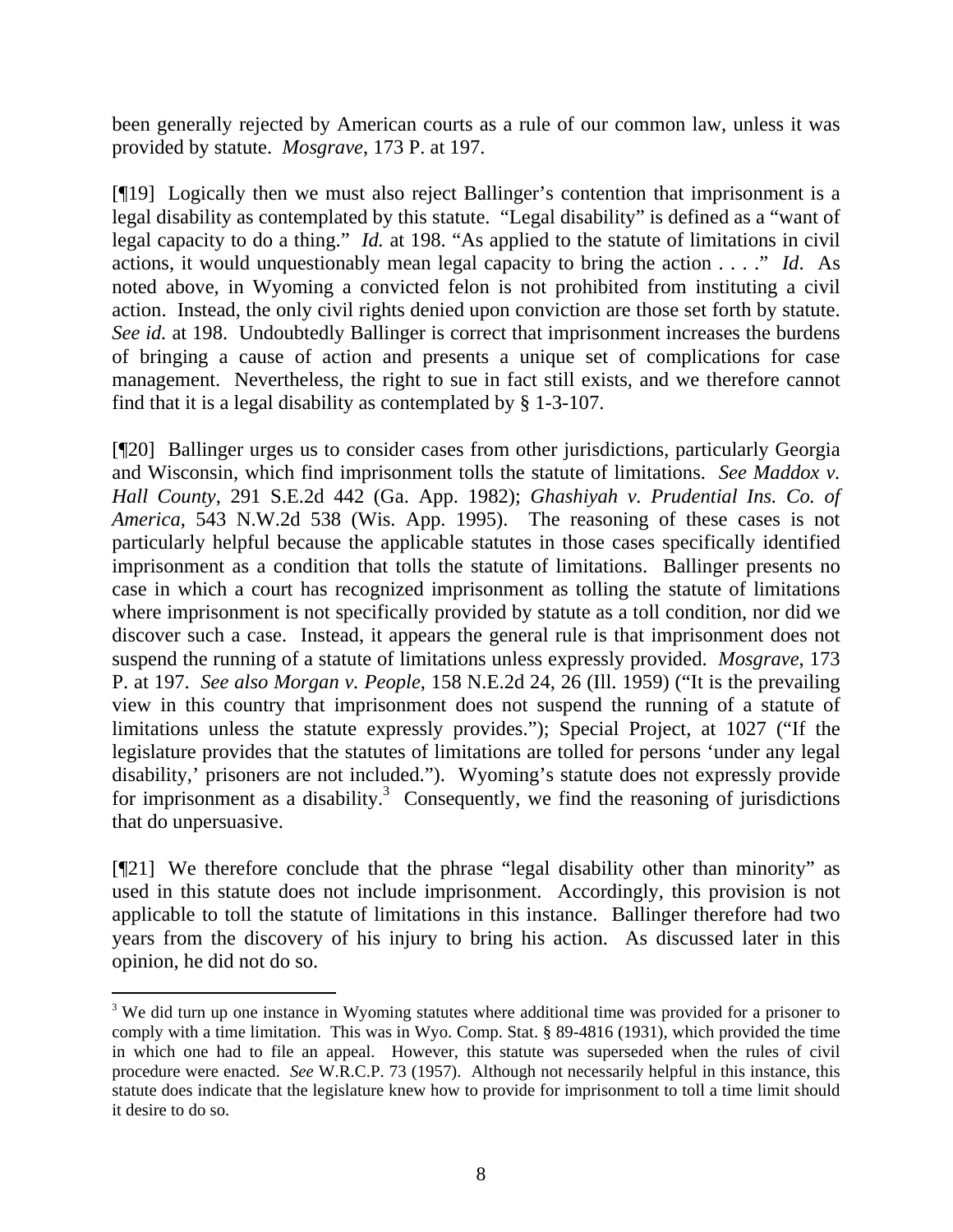been generally rejected by American courts as a rule of our common law, unless it was provided by statute. *Mosgrave*, 173 P. at 197.

[¶19] Logically then we must also reject Ballinger's contention that imprisonment is a legal disability as contemplated by this statute. "Legal disability" is defined as a "want of legal capacity to do a thing." *Id.* at 198. "As applied to the statute of limitations in civil actions, it would unquestionably mean legal capacity to bring the action . . . ." *Id*. As noted above, in Wyoming a convicted felon is not prohibited from instituting a civil action. Instead, the only civil rights denied upon conviction are those set forth by statute. *See id.* at 198. Undoubtedly Ballinger is correct that imprisonment increases the burdens of bringing a cause of action and presents a unique set of complications for case management. Nevertheless, the right to sue in fact still exists, and we therefore cannot find that it is a legal disability as contemplated by § 1-3-107.

[¶20] Ballinger urges us to consider cases from other jurisdictions, particularly Georgia and Wisconsin, which find imprisonment tolls the statute of limitations. *See Maddox v. Hall County*, 291 S.E.2d 442 (Ga. App. 1982); *Ghashiyah v. Prudential Ins. Co. of America*, 543 N.W.2d 538 (Wis. App. 1995). The reasoning of these cases is not particularly helpful because the applicable statutes in those cases specifically identified imprisonment as a condition that tolls the statute of limitations. Ballinger presents no case in which a court has recognized imprisonment as tolling the statute of limitations where imprisonment is not specifically provided by statute as a toll condition, nor did we discover such a case. Instead, it appears the general rule is that imprisonment does not suspend the running of a statute of limitations unless expressly provided. *Mosgrave*, 173 P. at 197. *See also Morgan v. People*, 158 N.E.2d 24, 26 (Ill. 1959) ("It is the prevailing view in this country that imprisonment does not suspend the running of a statute of limitations unless the statute expressly provides."); Special Project, at 1027 ("If the legislature provides that the statutes of limitations are tolled for persons 'under any legal disability,' prisoners are not included."). Wyoming's statute does not expressly provide for imprisonment as a disability.[3] Consequently, we find the reasoning of jurisdictions that do unpersuasive.

[¶21] We therefore conclude that the phrase "legal disability other than minority" as used in this statute does not include imprisonment. Accordingly, this provision is not applicable to toll the statute of limitations in this instance. Ballinger therefore had two years from the discovery of his injury to bring his action. As discussed later in this opinion, he did not do so.

---

[3] We did turn up one instance in Wyoming statutes where additional time was provided for a prisoner to comply with a time limitation. This was in Wyo. Comp. Stat. § 89-4816 (1931), which provided the time in which one had to file an appeal. However, this statute was superseded when the rules of civil procedure were enacted. *See* W.R.C.P. 73 (1957). Although not necessarily helpful in this instance, this statute does indicate that the legislature knew how to provide for imprisonment to toll a time limit should it desire to do so.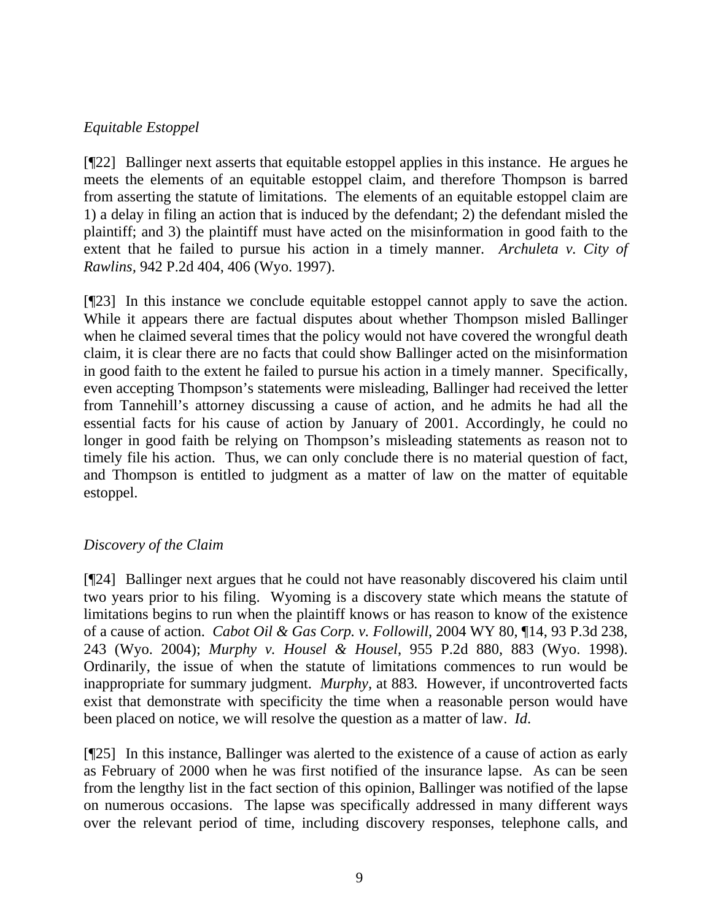*Equitable Estoppel*

[¶22] Ballinger next asserts that equitable estoppel applies in this instance. He argues he meets the elements of an equitable estoppel claim, and therefore Thompson is barred from asserting the statute of limitations. The elements of an equitable estoppel claim are 1) a delay in filing an action that is induced by the defendant; 2) the defendant misled the plaintiff; and 3) the plaintiff must have acted on the misinformation in good faith to the extent that he failed to pursue his action in a timely manner. *Archuleta v. City of Rawlins*, 942 P.2d 404, 406 (Wyo. 1997).

[¶23] In this instance we conclude equitable estoppel cannot apply to save the action. While it appears there are factual disputes about whether Thompson misled Ballinger when he claimed several times that the policy would not have covered the wrongful death claim, it is clear there are no facts that could show Ballinger acted on the misinformation in good faith to the extent he failed to pursue his action in a timely manner. Specifically, even accepting Thompson's statements were misleading, Ballinger had received the letter from Tannehill's attorney discussing a cause of action, and he admits he had all the essential facts for his cause of action by January of 2001. Accordingly, he could no longer in good faith be relying on Thompson's misleading statements as reason not to timely file his action. Thus, we can only conclude there is no material question of fact, and Thompson is entitled to judgment as a matter of law on the matter of equitable estoppel.

*Discovery of the Claim*

[¶24] Ballinger next argues that he could not have reasonably discovered his claim until two years prior to his filing. Wyoming is a discovery state which means the statute of limitations begins to run when the plaintiff knows or has reason to know of the existence of a cause of action. *Cabot Oil & Gas Corp. v. Followill*, 2004 WY 80, ¶14, 93 P.3d 238, 243 (Wyo. 2004); *Murphy v. Housel & Housel*, 955 P.2d 880, 883 (Wyo. 1998). Ordinarily, the issue of when the statute of limitations commences to run would be inappropriate for summary judgment. *Murphy*, at 883. However, if uncontroverted facts exist that demonstrate with specificity the time when a reasonable person would have been placed on notice, we will resolve the question as a matter of law. *Id.*

[¶25] In this instance, Ballinger was alerted to the existence of a cause of action as early as February of 2000 when he was first notified of the insurance lapse. As can be seen from the lengthy list in the fact section of this opinion, Ballinger was notified of the lapse on numerous occasions. The lapse was specifically addressed in many different ways over the relevant period of time, including discovery responses, telephone calls, and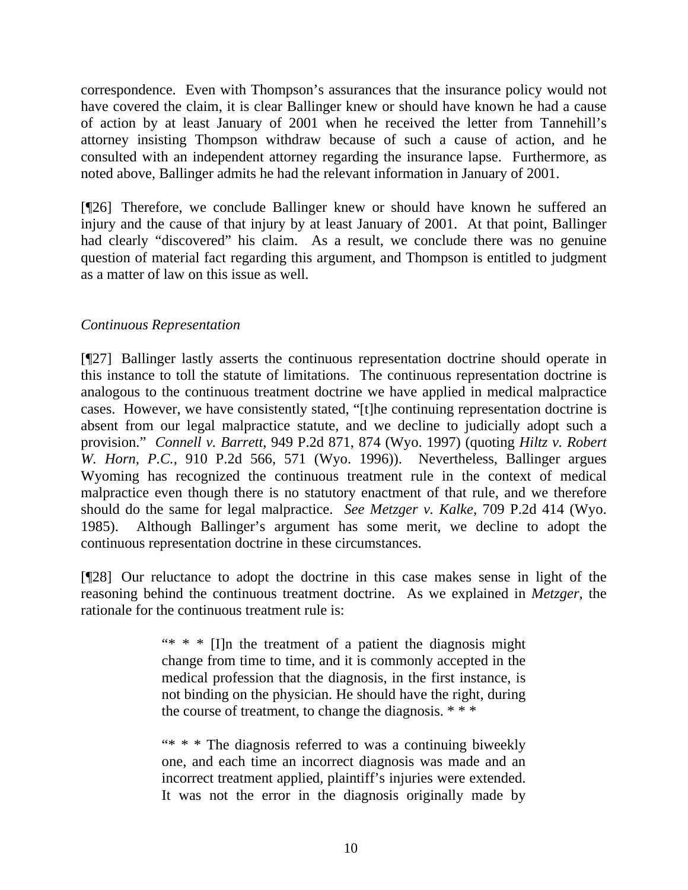correspondence. Even with Thompson's assurances that the insurance policy would not have covered the claim, it is clear Ballinger knew or should have known he had a cause of action by at least January of 2001 when he received the letter from Tannehill's attorney insisting Thompson withdraw because of such a cause of action, and he consulted with an independent attorney regarding the insurance lapse. Furthermore, as noted above, Ballinger admits he had the relevant information in January of 2001.

[¶26] Therefore, we conclude Ballinger knew or should have known he suffered an injury and the cause of that injury by at least January of 2001. At that point, Ballinger had clearly "discovered" his claim. As a result, we conclude there was no genuine question of material fact regarding this argument, and Thompson is entitled to judgment as a matter of law on this issue as well.

*Continuous Representation*

[¶27] Ballinger lastly asserts the continuous representation doctrine should operate in this instance to toll the statute of limitations. The continuous representation doctrine is analogous to the continuous treatment doctrine we have applied in medical malpractice cases. However, we have consistently stated, "[t]he continuing representation doctrine is absent from our legal malpractice statute, and we decline to judicially adopt such a provision." *Connell v. Barrett*, 949 P.2d 871, 874 (Wyo. 1997) (quoting *Hiltz v. Robert W. Horn, P.C.*, 910 P.2d 566, 571 (Wyo. 1996)). Nevertheless, Ballinger argues Wyoming has recognized the continuous treatment rule in the context of medical malpractice even though there is no statutory enactment of that rule, and we therefore should do the same for legal malpractice. *See Metzger v. Kalke*, 709 P.2d 414 (Wyo. 1985). Although Ballinger's argument has some merit, we decline to adopt the continuous representation doctrine in these circumstances.

[¶28] Our reluctance to adopt the doctrine in this case makes sense in light of the reasoning behind the continuous treatment doctrine. As we explained in *Metzger*, the rationale for the continuous treatment rule is:

> "* * * [I]n the treatment of a patient the diagnosis might change from time to time, and it is commonly accepted in the medical profession that the diagnosis, in the first instance, is not binding on the physician. He should have the right, during the course of treatment, to change the diagnosis. * * *
>
> "* * * The diagnosis referred to was a continuing biweekly one, and each time an incorrect diagnosis was made and an incorrect treatment applied, plaintiff's injuries were extended. It was not the error in the diagnosis originally made by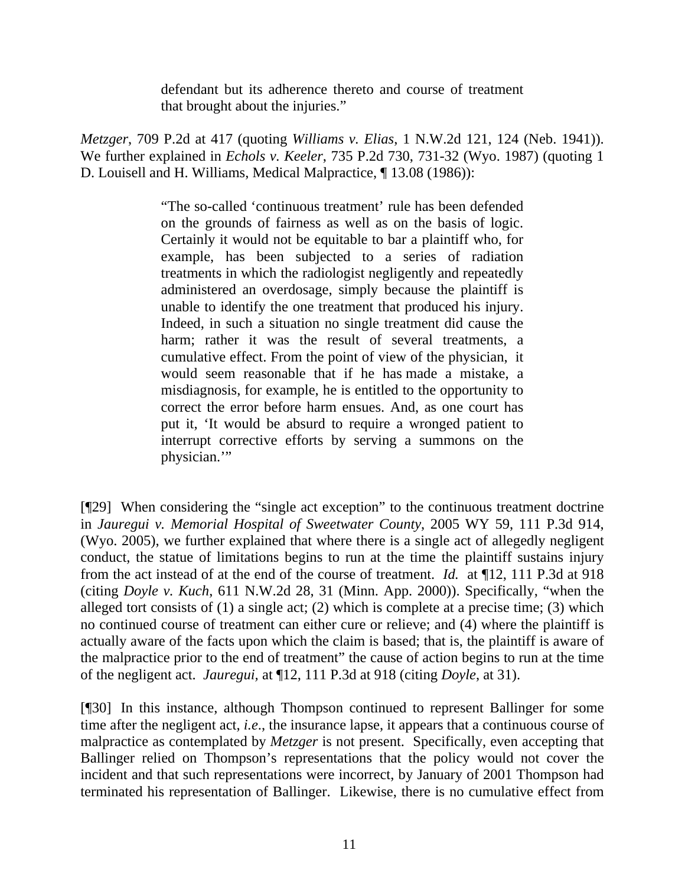> defendant but its adherence thereto and course of treatment that brought about the injuries."

*Metzger*, 709 P.2d at 417 (quoting *Williams v. Elias*, 1 N.W.2d 121, 124 (Neb. 1941)). We further explained in *Echols v. Keeler*, 735 P.2d 730, 731-32 (Wyo. 1987) (quoting 1 D. Louisell and H. Williams, Medical Malpractice, ¶ 13.08 (1986)):

> "The so-called 'continuous treatment' rule has been defended on the grounds of fairness as well as on the basis of logic. Certainly it would not be equitable to bar a plaintiff who, for example, has been subjected to a series of radiation treatments in which the radiologist negligently and repeatedly administered an overdosage, simply because the plaintiff is unable to identify the one treatment that produced his injury. Indeed, in such a situation no single treatment did cause the harm; rather it was the result of several treatments, a cumulative effect. From the point of view of the physician, it would seem reasonable that if he has made a mistake, a misdiagnosis, for example, he is entitled to the opportunity to correct the error before harm ensues. And, as one court has put it, 'It would be absurd to require a wronged patient to interrupt corrective efforts by serving a summons on the physician.'"

[¶29] When considering the "single act exception" to the continuous treatment doctrine in *Jauregui v. Memorial Hospital of Sweetwater County*, 2005 WY 59, 111 P.3d 914, (Wyo. 2005), we further explained that where there is a single act of allegedly negligent conduct, the statue of limitations begins to run at the time the plaintiff sustains injury from the act instead of at the end of the course of treatment. *Id.* at ¶12, 111 P.3d at 918 (citing *Doyle v. Kuch*, 611 N.W.2d 28, 31 (Minn. App. 2000)). Specifically, "when the alleged tort consists of (1) a single act; (2) which is complete at a precise time; (3) which no continued course of treatment can either cure or relieve; and (4) where the plaintiff is actually aware of the facts upon which the claim is based; that is, the plaintiff is aware of the malpractice prior to the end of treatment" the cause of action begins to run at the time of the negligent act. *Jauregui*, at ¶12, 111 P.3d at 918 (citing *Doyle*, at 31).

[¶30] In this instance, although Thompson continued to represent Ballinger for some time after the negligent act, *i.e*., the insurance lapse, it appears that a continuous course of malpractice as contemplated by *Metzger* is not present. Specifically, even accepting that Ballinger relied on Thompson's representations that the policy would not cover the incident and that such representations were incorrect, by January of 2001 Thompson had terminated his representation of Ballinger. Likewise, there is no cumulative effect from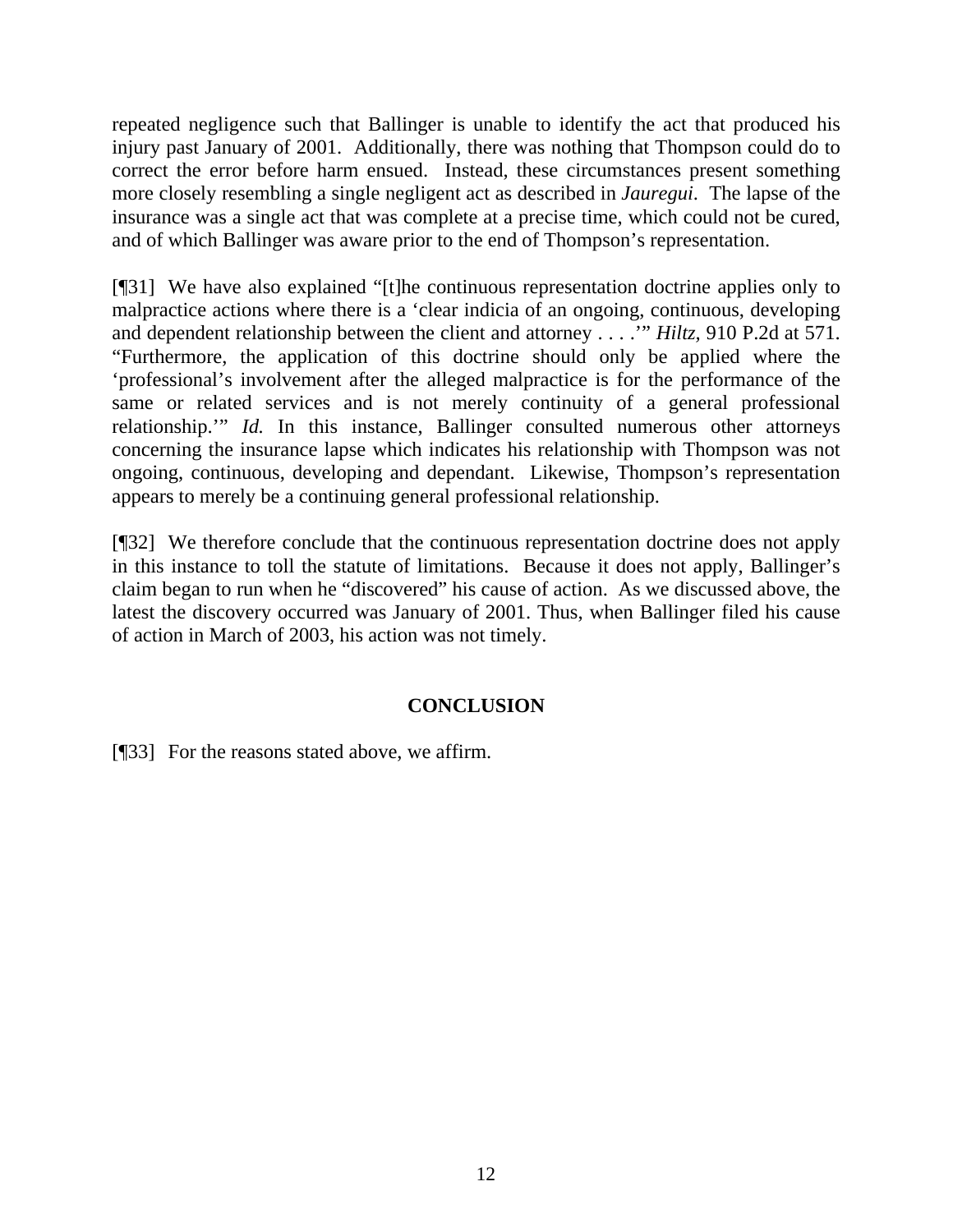repeated negligence such that Ballinger is unable to identify the act that produced his injury past January of 2001. Additionally, there was nothing that Thompson could do to correct the error before harm ensued. Instead, these circumstances present something more closely resembling a single negligent act as described in *Jauregui*. The lapse of the insurance was a single act that was complete at a precise time, which could not be cured, and of which Ballinger was aware prior to the end of Thompson's representation.

[¶31] We have also explained "[t]he continuous representation doctrine applies only to malpractice actions where there is a 'clear indicia of an ongoing, continuous, developing and dependent relationship between the client and attorney . . . .'" *Hiltz,* 910 P.2d at 571. "Furthermore, the application of this doctrine should only be applied where the 'professional's involvement after the alleged malpractice is for the performance of the same or related services and is not merely continuity of a general professional relationship.'" *Id.* In this instance, Ballinger consulted numerous other attorneys concerning the insurance lapse which indicates his relationship with Thompson was not ongoing, continuous, developing and dependant. Likewise, Thompson's representation appears to merely be a continuing general professional relationship.

[¶32] We therefore conclude that the continuous representation doctrine does not apply in this instance to toll the statute of limitations. Because it does not apply, Ballinger's claim began to run when he "discovered" his cause of action. As we discussed above, the latest the discovery occurred was January of 2001. Thus, when Ballinger filed his cause of action in March of 2003, his action was not timely.

## CONCLUSION

[¶33] For the reasons stated above, we affirm.